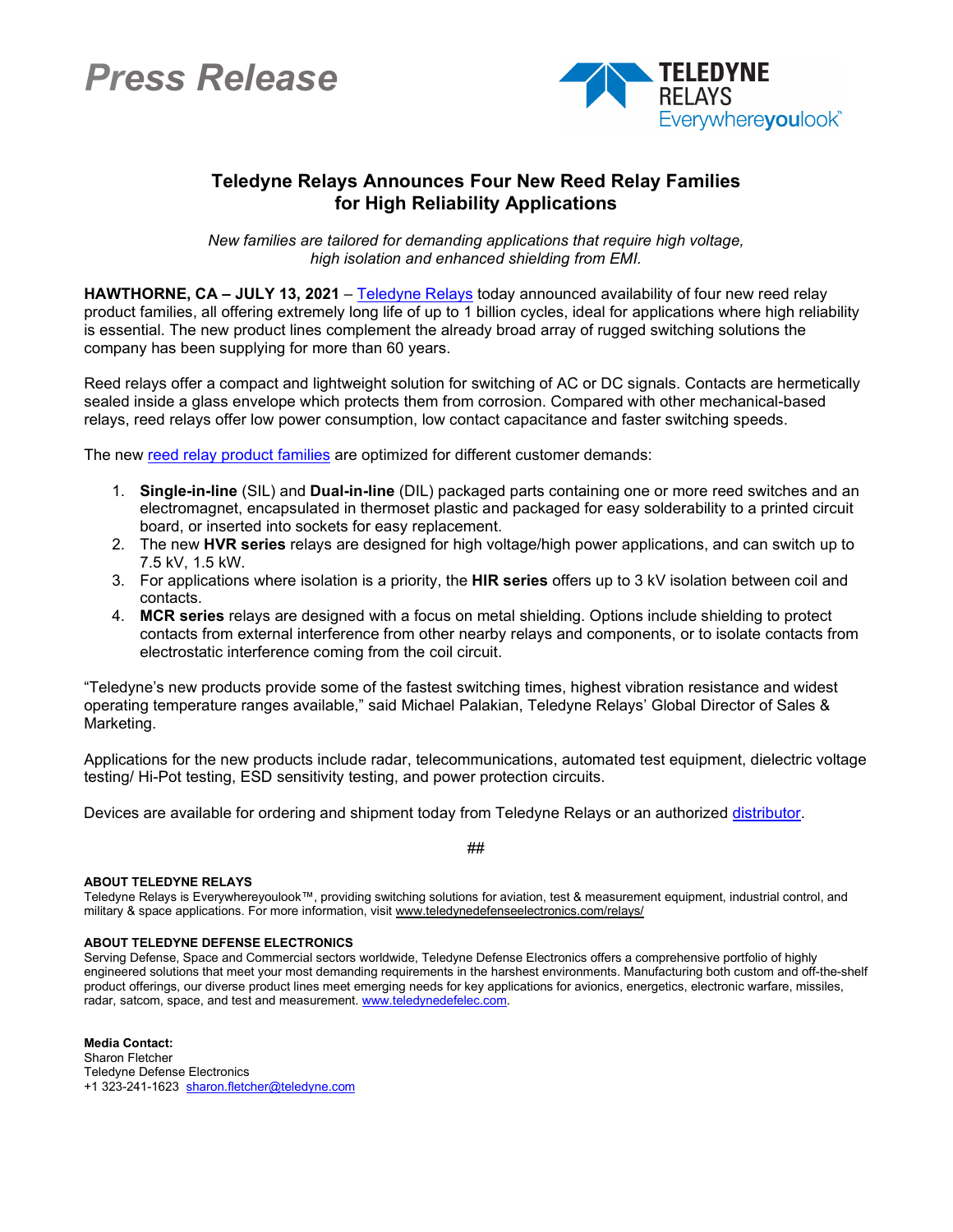# *Press Release*

TELEDYNE RELAYS
Everywhereyoulook™

## Teledyne Relays Announces Four New Reed Relay Families for High Reliability Applications

*New families are tailored for demanding applications that require high voltage, high isolation and enhanced shielding from EMI.*

**HAWTHORNE, CA – JULY 13, 2021** – Teledyne Relays today announced availability of four new reed relay product families, all offering extremely long life of up to 1 billion cycles, ideal for applications where high reliability is essential. The new product lines complement the already broad array of rugged switching solutions the company has been supplying for more than 60 years.

Reed relays offer a compact and lightweight solution for switching of AC or DC signals. Contacts are hermetically sealed inside a glass envelope which protects them from corrosion. Compared with other mechanical-based relays, reed relays offer low power consumption, low contact capacitance and faster switching speeds.

The new reed relay product families are optimized for different customer demands:

1. **Single-in-line** (SIL) and **Dual-in-line** (DIL) packaged parts containing one or more reed switches and an electromagnet, encapsulated in thermoset plastic and packaged for easy solderability to a printed circuit board, or inserted into sockets for easy replacement.
2. The new **HVR series** relays are designed for high voltage/high power applications, and can switch up to 7.5 kV, 1.5 kW.
3. For applications where isolation is a priority, the **HIR series** offers up to 3 kV isolation between coil and contacts.
4. **MCR series** relays are designed with a focus on metal shielding. Options include shielding to protect contacts from external interference from other nearby relays and components, or to isolate contacts from electrostatic interference coming from the coil circuit.

"Teledyne's new products provide some of the fastest switching times, highest vibration resistance and widest operating temperature ranges available," said Michael Palakian, Teledyne Relays' Global Director of Sales & Marketing.

Applications for the new products include radar, telecommunications, automated test equipment, dielectric voltage testing/ Hi-Pot testing, ESD sensitivity testing, and power protection circuits.

Devices are available for ordering and shipment today from Teledyne Relays or an authorized distributor.

##

**ABOUT TELEDYNE RELAYS**
Teledyne Relays is Everywhereyoulook™, providing switching solutions for aviation, test & measurement equipment, industrial control, and military & space applications. For more information, visit www.teledynedefenseelectronics.com/relays/

**ABOUT TELEDYNE DEFENSE ELECTRONICS**
Serving Defense, Space and Commercial sectors worldwide, Teledyne Defense Electronics offers a comprehensive portfolio of highly engineered solutions that meet your most demanding requirements in the harshest environments. Manufacturing both custom and off-the-shelf product offerings, our diverse product lines meet emerging needs for key applications for avionics, energetics, electronic warfare, missiles, radar, satcom, space, and test and measurement. www.teledynedefelec.com.

**Media Contact:**
Sharon Fletcher
Teledyne Defense Electronics
+1 323-241-1623 sharon.fletcher@teledyne.com